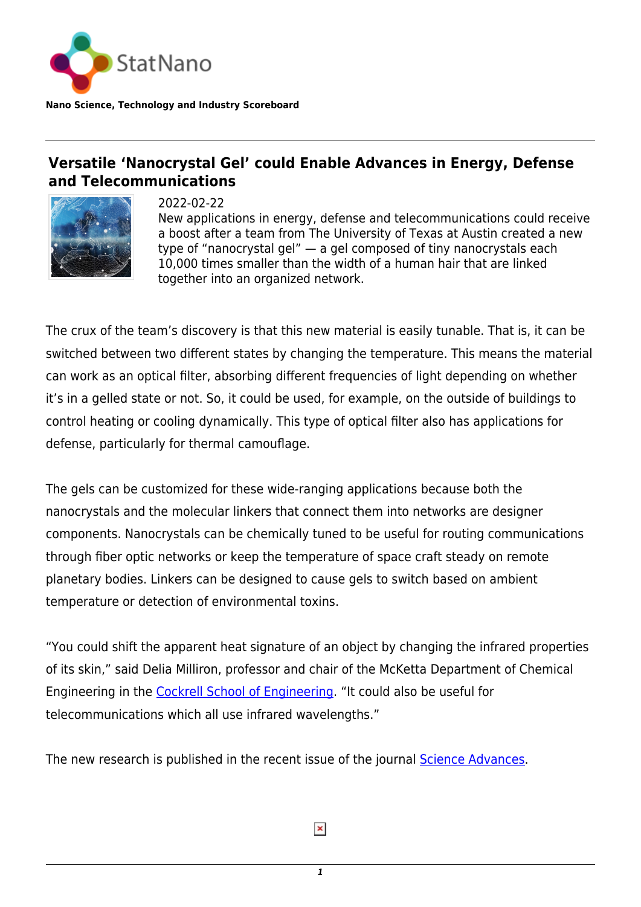StatNano

**Nano Science, Technology and Industry Scoreboard**

# Versatile 'Nanocrystal Gel' could Enable Advances in Energy, Defense and Telecommunications

2022-02-22

New applications in energy, defense and telecommunications could receive a boost after a team from The University of Texas at Austin created a new type of "nanocrystal gel" — a gel composed of tiny nanocrystals each 10,000 times smaller than the width of a human hair that are linked together into an organized network.

The crux of the team's discovery is that this new material is easily tunable. That is, it can be switched between two different states by changing the temperature. This means the material can work as an optical filter, absorbing different frequencies of light depending on whether it's in a gelled state or not. So, it could be used, for example, on the outside of buildings to control heating or cooling dynamically. This type of optical filter also has applications for defense, particularly for thermal camouflage.

The gels can be customized for these wide-ranging applications because both the nanocrystals and the molecular linkers that connect them into networks are designer components. Nanocrystals can be chemically tuned to be useful for routing communications through fiber optic networks or keep the temperature of space craft steady on remote planetary bodies. Linkers can be designed to cause gels to switch based on ambient temperature or detection of environmental toxins.

"You could shift the apparent heat signature of an object by changing the infrared properties of its skin," said Delia Milliron, professor and chair of the McKetta Department of Chemical Engineering in the Cockrell School of Engineering. "It could also be useful for telecommunications which all use infrared wavelengths."

The new research is published in the recent issue of the journal Science Advances.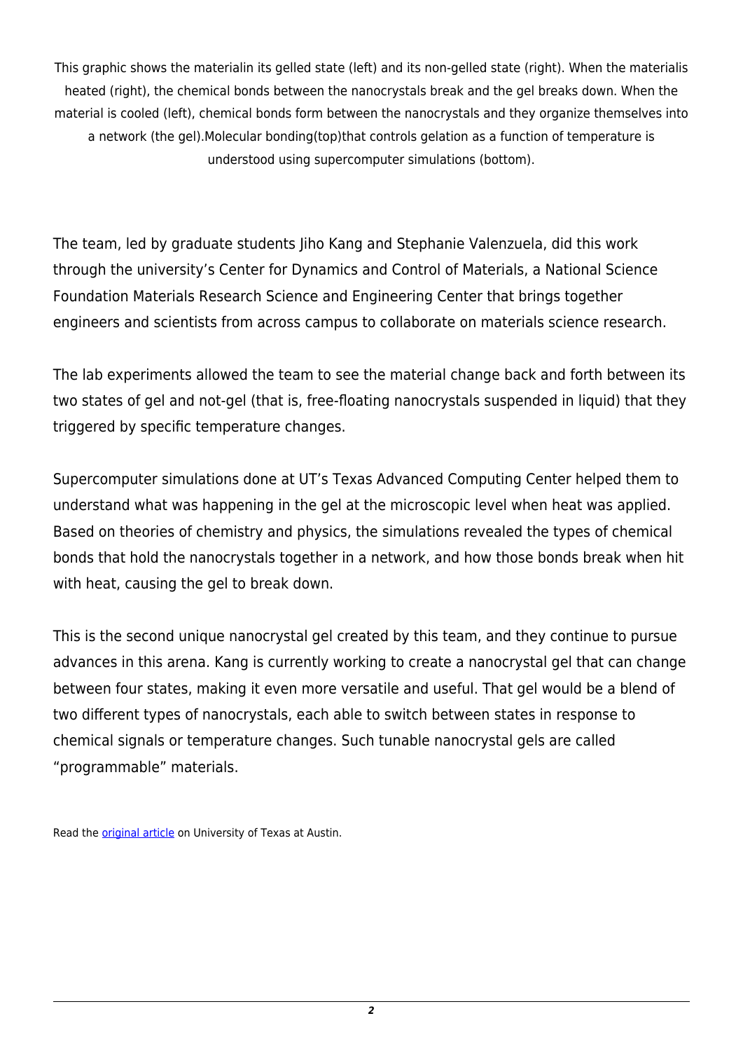This graphic shows the materialin its gelled state (left) and its non-gelled state (right). When the materialis heated (right), the chemical bonds between the nanocrystals break and the gel breaks down. When the material is cooled (left), chemical bonds form between the nanocrystals and they organize themselves into a network (the gel).Molecular bonding(top)that controls gelation as a function of temperature is understood using supercomputer simulations (bottom).

The team, led by graduate students Jiho Kang and Stephanie Valenzuela, did this work through the university's Center for Dynamics and Control of Materials, a National Science Foundation Materials Research Science and Engineering Center that brings together engineers and scientists from across campus to collaborate on materials science research.

The lab experiments allowed the team to see the material change back and forth between its two states of gel and not-gel (that is, free-floating nanocrystals suspended in liquid) that they triggered by specific temperature changes.

Supercomputer simulations done at UT's Texas Advanced Computing Center helped them to understand what was happening in the gel at the microscopic level when heat was applied. Based on theories of chemistry and physics, the simulations revealed the types of chemical bonds that hold the nanocrystals together in a network, and how those bonds break when hit with heat, causing the gel to break down.

This is the second unique nanocrystal gel created by this team, and they continue to pursue advances in this arena. Kang is currently working to create a nanocrystal gel that can change between four states, making it even more versatile and useful. That gel would be a blend of two different types of nanocrystals, each able to switch between states in response to chemical signals or temperature changes. Such tunable nanocrystal gels are called "programmable" materials.

Read the [original article](#) on University of Texas at Austin.